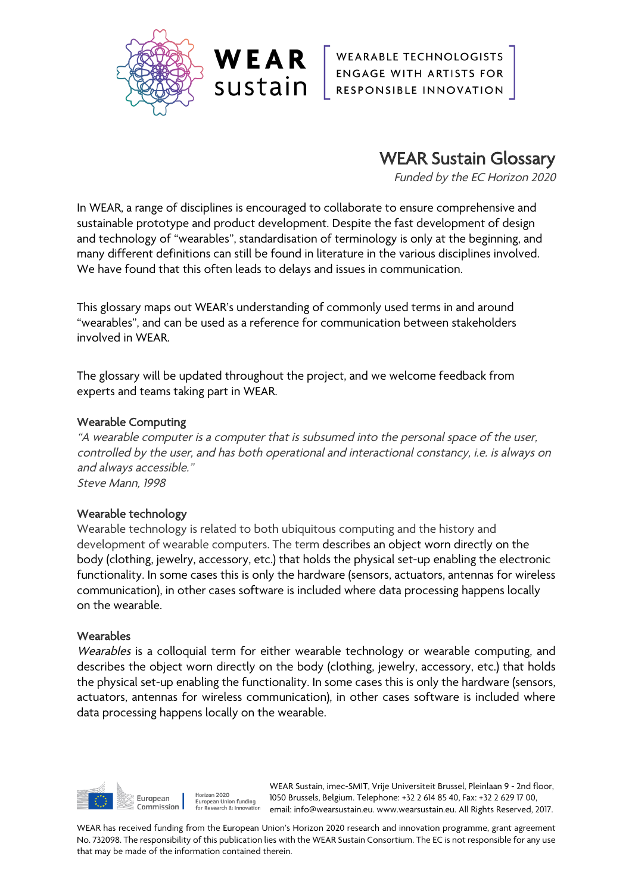WEAR sustain

WEARABLE TECHNOLOGISTS ENGAGE WITH ARTISTS FOR RESPONSIBLE INNOVATION

# WEAR Sustain Glossary

*Funded by the EC Horizon 2020*

In WEAR, a range of disciplines is encouraged to collaborate to ensure comprehensive and sustainable prototype and product development. Despite the fast development of design and technology of "wearables", standardisation of terminology is only at the beginning, and many different definitions can still be found in literature in the various disciplines involved. We have found that this often leads to delays and issues in communication.

This glossary maps out WEAR's understanding of commonly used terms in and around "wearables", and can be used as a reference for communication between stakeholders involved in WEAR.

The glossary will be updated throughout the project, and we welcome feedback from experts and teams taking part in WEAR.

## Wearable Computing

*"A wearable computer is a computer that is subsumed into the personal space of the user, controlled by the user, and has both operational and interactional constancy, i.e. is always on and always accessible."*
*Steve Mann, 1998*

## Wearable technology

Wearable technology is related to both ubiquitous computing and the history and development of wearable computers. The term describes an object worn directly on the body (clothing, jewelry, accessory, etc.) that holds the physical set-up enabling the electronic functionality. In some cases this is only the hardware (sensors, actuators, antennas for wireless communication), in other cases software is included where data processing happens locally on the wearable.

## Wearables

*Wearables* is a colloquial term for either wearable technology or wearable computing, and describes the object worn directly on the body (clothing, jewelry, accessory, etc.) that holds the physical set-up enabling the functionality. In some cases this is only the hardware (sensors, actuators, antennas for wireless communication), in other cases software is included where data processing happens locally on the wearable.

European Commission | Horizon 2020 European Union funding for Research & Innovation

WEAR Sustain, imec-SMIT, Vrije Universiteit Brussel, Pleinlaan 9 - 2nd floor, 1050 Brussels, Belgium. Telephone: +32 2 614 85 40, Fax: +32 2 629 17 00, email: info@wearsustain.eu. www.wearsustain.eu. All Rights Reserved, 2017.

WEAR has received funding from the European Union's Horizon 2020 research and innovation programme, grant agreement No. 732098. The responsibility of this publication lies with the WEAR Sustain Consortium. The EC is not responsible for any use that may be made of the information contained therein.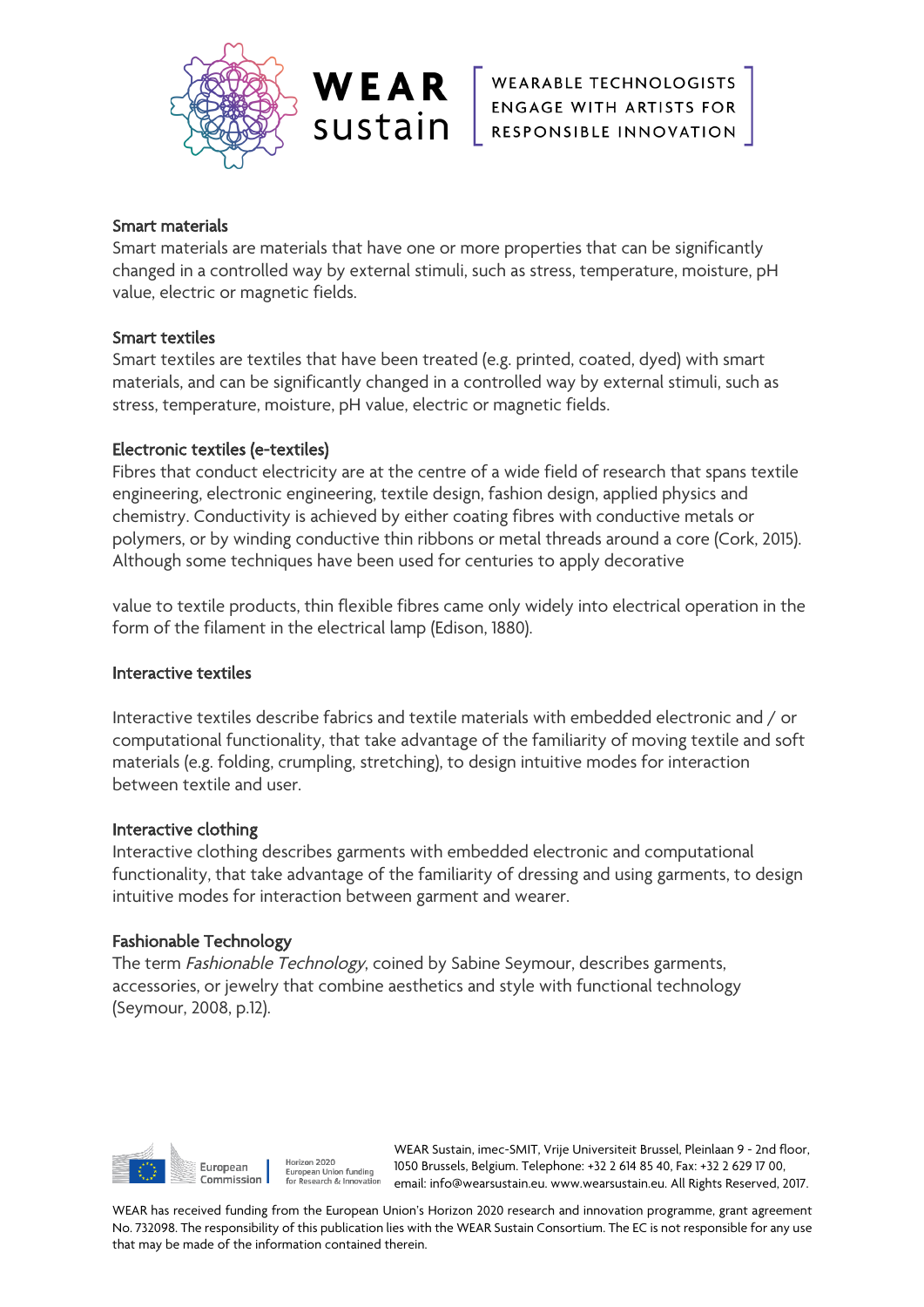## Smart materials

Smart materials are materials that have one or more properties that can be significantly changed in a controlled way by external stimuli, such as stress, temperature, moisture, pH value, electric or magnetic fields.

## Smart textiles

Smart textiles are textiles that have been treated (e.g. printed, coated, dyed) with smart materials, and can be significantly changed in a controlled way by external stimuli, such as stress, temperature, moisture, pH value, electric or magnetic fields.

## Electronic textiles (e-textiles)

Fibres that conduct electricity are at the centre of a wide field of research that spans textile engineering, electronic engineering, textile design, fashion design, applied physics and chemistry. Conductivity is achieved by either coating fibres with conductive metals or polymers, or by winding conductive thin ribbons or metal threads around a core (Cork, 2015). Although some techniques have been used for centuries to apply decorative

value to textile products, thin flexible fibres came only widely into electrical operation in the form of the filament in the electrical lamp (Edison, 1880).

## Interactive textiles

Interactive textiles describe fabrics and textile materials with embedded electronic and / or computational functionality, that take advantage of the familiarity of moving textile and soft materials (e.g. folding, crumpling, stretching), to design intuitive modes for interaction between textile and user.

## Interactive clothing

Interactive clothing describes garments with embedded electronic and computational functionality, that take advantage of the familiarity of dressing and using garments, to design intuitive modes for interaction between garment and wearer.

## Fashionable Technology

The term *Fashionable Technology*, coined by Sabine Seymour, describes garments, accessories, or jewelry that combine aesthetics and style with functional technology (Seymour, 2008, p.12).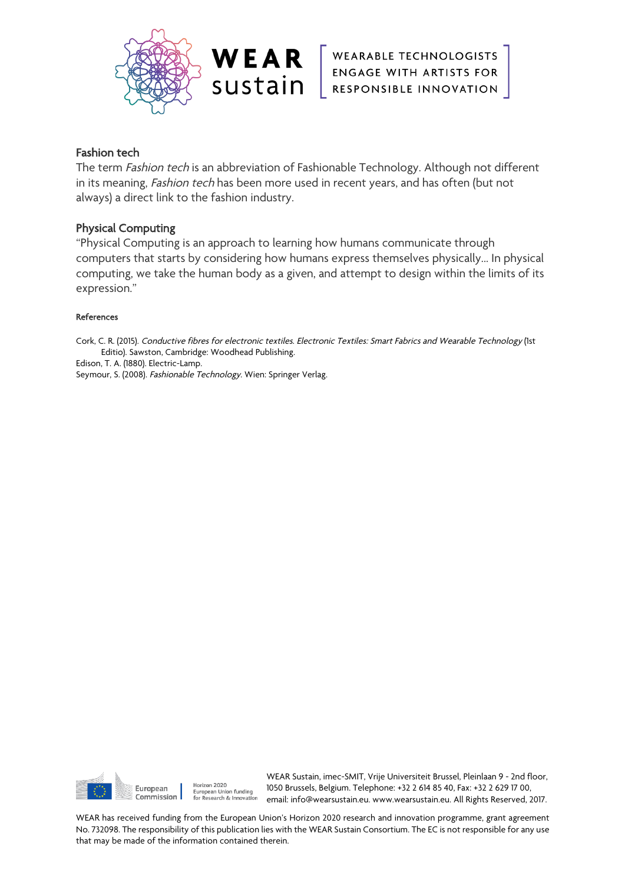## Fashion tech

The term *Fashion tech* is an abbreviation of Fashionable Technology. Although not different in its meaning, *Fashion tech* has been more used in recent years, and has often (but not always) a direct link to the fashion industry.

## Physical Computing

"Physical Computing is an approach to learning how humans communicate through computers that starts by considering how humans express themselves physically... In physical computing, we take the human body as a given, and attempt to design within the limits of its expression."

#### References

Cork, C. R. (2015). *Conductive fibres for electronic textiles. Electronic Textiles: Smart Fabrics and Wearable Technology* (1st Editio). Sawston, Cambridge: Woodhead Publishing.
Edison, T. A. (1880). Electric-Lamp.
Seymour, S. (2008). *Fashionable Technology*. Wien: Springer Verlag.

WEAR Sustain, imec-SMIT, Vrije Universiteit Brussel, Pleinlaan 9 - 2nd floor, 1050 Brussels, Belgium. Telephone: +32 2 614 85 40, Fax: +32 2 629 17 00, email: info@wearsustain.eu. www.wearsustain.eu. All Rights Reserved, 2017.

WEAR has received funding from the European Union's Horizon 2020 research and innovation programme, grant agreement No. 732098. The responsibility of this publication lies with the WEAR Sustain Consortium. The EC is not responsible for any use that may be made of the information contained therein.